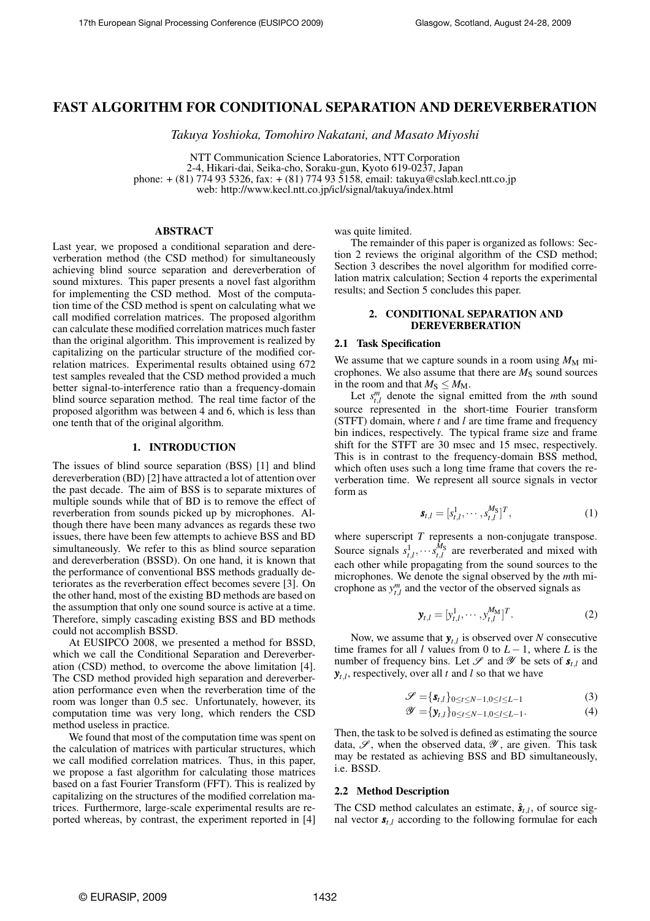# FAST ALGORITHM FOR CONDITIONAL SEPARATION AND DEREVERBERATION

*Takuya Yoshioka, Tomohiro Nakatani, and Masato Miyoshi*

NTT Communication Science Laboratories, NTT Corporation
2-4, Hikari-dai, Seika-cho, Soraku-gun, Kyoto 619-0237, Japan
phone: + (81) 774 93 5326, fax: + (81) 774 93 5158, email: takuya@cslab.kecl.ntt.co.jp
web: http://www.kecl.ntt.co.jp/icl/signal/takuya/index.html

## ABSTRACT

Last year, we proposed a conditional separation and dereverberation method (the CSD method) for simultaneously achieving blind source separation and dereverberation of sound mixtures. This paper presents a novel fast algorithm for implementing the CSD method. Most of the computation time of the CSD method is spent on calculating what we call modified correlation matrices. The proposed algorithm can calculate these modified correlation matrices much faster than the original algorithm. This improvement is realized by capitalizing on the particular structure of the modified correlation matrices. Experimental results obtained using 672 test samples revealed that the CSD method provided a much better signal-to-interference ratio than a frequency-domain blind source separation method. The real time factor of the proposed algorithm was between 4 and 6, which is less than one tenth that of the original algorithm.

## 1. INTRODUCTION

The issues of blind source separation (BSS) [1] and blind dereverberation (BD) [2] have attracted a lot of attention over the past decade. The aim of BSS is to separate mixtures of multiple sounds while that of BD is to remove the effect of reverberation from sounds picked up by microphones. Although there have been many advances as regards these two issues, there have been few attempts to achieve BSS and BD simultaneously. We refer to this as blind source separation and dereverberation (BSSD). On one hand, it is known that the performance of conventional BSS methods gradually deteriorates as the reverberation effect becomes severe [3]. On the other hand, most of the existing BD methods are based on the assumption that only one sound source is active at a time. Therefore, simply cascading existing BSS and BD methods could not accomplish BSSD.

At EUSIPCO 2008, we presented a method for BSSD, which we call the Conditional Separation and Dereverberation (CSD) method, to overcome the above limitation [4]. The CSD method provided high separation and dereverberation performance even when the reverberation time of the room was longer than 0.5 sec. Unfortunately, however, its computation time was very long, which renders the CSD method useless in practice.

We found that most of the computation time was spent on the calculation of matrices with particular structures, which we call modified correlation matrices. Thus, in this paper, we propose a fast algorithm for calculating those matrices based on a fast Fourier Transform (FFT). This is realized by capitalizing on the structures of the modified correlation matrices. Furthermore, large-scale experimental results are reported whereas, by contrast, the experiment reported in [4] was quite limited.

The remainder of this paper is organized as follows: Section 2 reviews the original algorithm of the CSD method; Section 3 describes the novel algorithm for modified correlation matrix calculation; Section 4 reports the experimental results; and Section 5 concludes this paper.

## 2. CONDITIONAL SEPARATION AND DEREVERBERATION

### 2.1 Task Specification

We assume that we capture sounds in a room using $M_{\rm M}$ microphones. We also assume that there are $M_{\rm S}$ sound sources in the room and that $M_{\rm S} \leq M_{\rm M}$.

Let $s^m_{t,l}$ denote the signal emitted from the $m$th sound source represented in the short-time Fourier transform (STFT) domain, where $t$ and $l$ are time frame and frequency bin indices, respectively. The typical frame size and frame shift for the STFT are 30 msec and 15 msec, respectively. This is in contrast to the frequency-domain BSS method, which often uses such a long time frame that covers the reverberation time. We represent all source signals in vector form as

$$\boldsymbol{s}_{t,l} = [s^1_{t,l}, \cdots, s^{M_{\rm S}}_{t,l}]^T, \tag{1}$$

where superscript $T$ represents a non-conjugate transpose. Source signals $s^1_{t,l}, \cdots s^{M_{\rm S}}_{t,l}$ are reverberated and mixed with each other while propagating from the sound sources to the microphones. We denote the signal observed by the $m$th microphone as $y^m_{t,l}$ and the vector of the observed signals as

$$\boldsymbol{y}_{t,l} = [y^1_{t,l}, \cdots, y^{M_{\rm M}}_{t,l}]^T. \tag{2}$$

Now, we assume that $\boldsymbol{y}_{t,l}$ is observed over $N$ consecutive time frames for all $l$ values from 0 to $L-1$, where $L$ is the number of frequency bins. Let $\mathscr{S}$ and $\mathscr{Y}$ be sets of $\boldsymbol{s}_{t,l}$ and $\boldsymbol{y}_{t,l}$, respectively, over all $t$ and $l$ so that we have

$$\mathscr{S} = \{\boldsymbol{s}_{t,l}\}_{0 \leq t \leq N-1, 0 \leq l \leq L-1} \tag{3}$$

$$\mathscr{Y} = \{\boldsymbol{y}_{t,l}\}_{0 \leq t \leq N-1, 0 \leq l \leq L-1}. \tag{4}$$

Then, the task to be solved is defined as estimating the source data, $\mathscr{S}$, when the observed data, $\mathscr{Y}$, are given. This task may be restated as achieving BSS and BD simultaneously, i.e. BSSD.

### 2.2 Method Description

The CSD method calculates an estimate, $\hat{\boldsymbol{s}}_{t,l}$, of source signal vector $\boldsymbol{s}_{t,l}$ according to the following formulae for each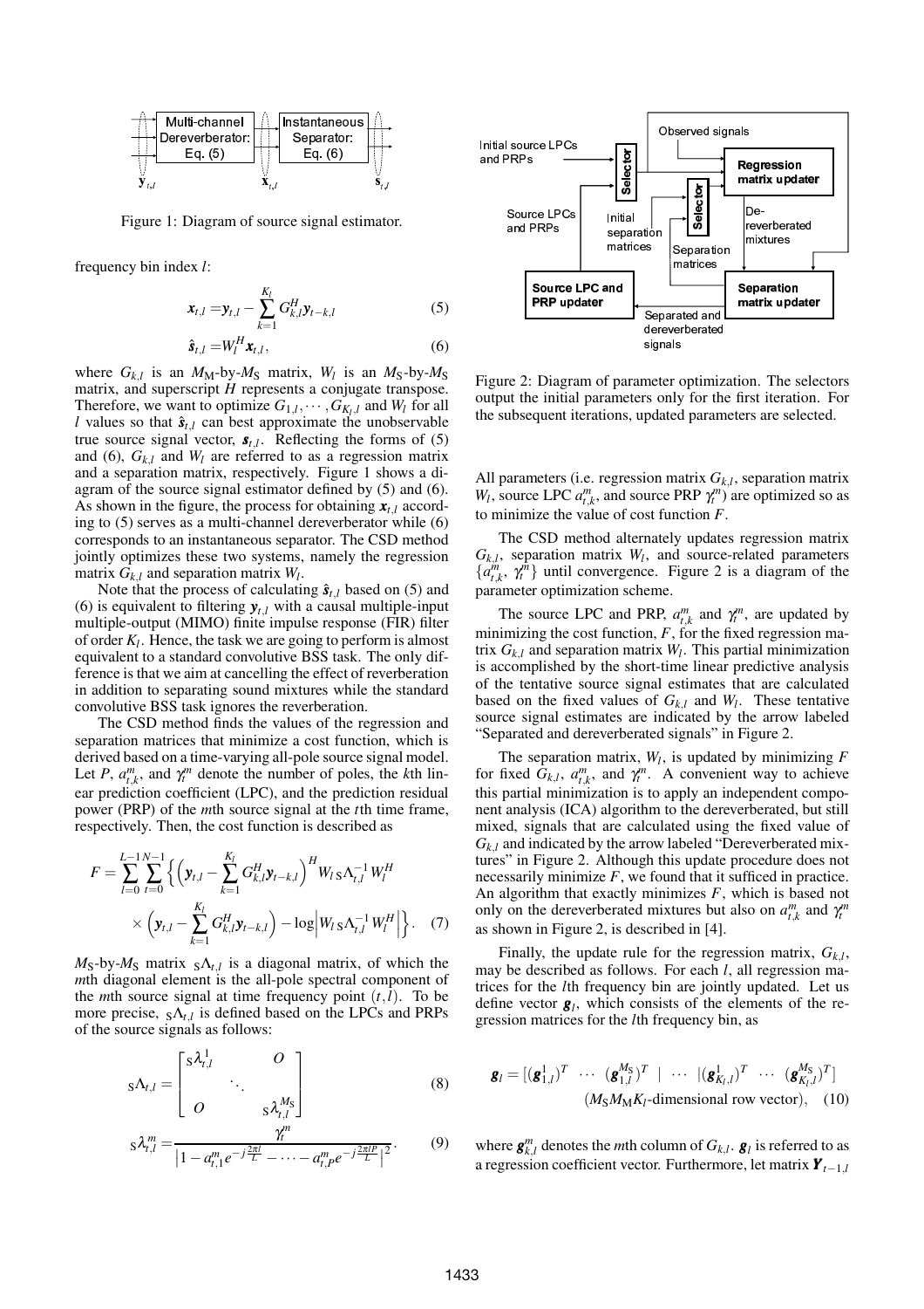Figure 1: Diagram of source signal estimator.

frequency bin index $l$:

$$\boldsymbol{x}_{t,l} = \boldsymbol{y}_{t,l} - \sum_{k=1}^{K_l} G_{k,l}^H \boldsymbol{y}_{t-k,l} \quad (5)$$

$$\hat{\boldsymbol{s}}_{t,l} = W_l^H \boldsymbol{x}_{t,l}, \quad (6)$$

where $G_{k,l}$ is an $M_M$-by-$M_S$ matrix, $W_l$ is an $M_S$-by-$M_S$ matrix, and superscript $H$ represents a conjugate transpose. Therefore, we want to optimize $G_{1,l}, \cdots, G_{K_l,l}$ and $W_l$ for all $l$ values so that $\hat{\boldsymbol{s}}_{t,l}$ can best approximate the unobservable true source signal vector, $\boldsymbol{s}_{t,l}$. Reflecting the forms of (5) and (6), $G_{k,l}$ and $W_l$ are referred to as a regression matrix and a separation matrix, respectively. Figure 1 shows a diagram of the source signal estimator defined by (5) and (6). As shown in the figure, the process for obtaining $\boldsymbol{x}_{t,l}$ according to (5) serves as a multi-channel dereverberator while (6) corresponds to an instantaneous separator. The CSD method jointly optimizes these two systems, namely the regression matrix $G_{k,l}$ and separation matrix $W_l$.

Note that the process of calculating $\hat{\boldsymbol{s}}_{t,l}$ based on (5) and (6) is equivalent to filtering $\boldsymbol{y}_{t,l}$ with a causal multiple-input multiple-output (MIMO) finite impulse response (FIR) filter of order $K_l$. Hence, the task we are going to perform is almost equivalent to a standard convolutive BSS task. The only difference is that we aim at cancelling the effect of reverberation in addition to separating sound mixtures while the standard convolutive BSS task ignores the reverberation.

The CSD method finds the values of the regression and separation matrices that minimize a cost function, which is derived based on a time-varying all-pole source signal model. Let $P$, $a_{t,k}^m$, and $\gamma_t^m$ denote the number of poles, the $k$th linear prediction coefficient (LPC), and the prediction residual power (PRP) of the $m$th source signal at the $t$th time frame, respectively. Then, the cost function is described as

$$F = \sum_{l=0}^{L-1} \sum_{t=0}^{N-1} \left\{ \left( \boldsymbol{y}_{t,l} - \sum_{k=1}^{K_l} G_{k,l}^H \boldsymbol{y}_{t-k,l} \right)^H W_l \, {}_{\mathrm{S}}\Lambda_{t,l}^{-1} W_l^H \times \left( \boldsymbol{y}_{t,l} - \sum_{k=1}^{K_l} G_{k,l}^H \boldsymbol{y}_{t-k,l} \right) - \log \left| W_l \, {}_{\mathrm{S}}\Lambda_{t,l}^{-1} W_l^H \right| \right\}. \quad (7)$$

$M_S$-by-$M_S$ matrix ${}_{\mathrm{S}}\Lambda_{t,l}$ is a diagonal matrix, of which the $m$th diagonal element is the all-pole spectral component of the $m$th source signal at time frequency point $(t,l)$. To be more precise, ${}_{\mathrm{S}}\Lambda_{t,l}$ is defined based on the LPCs and PRPs of the source signals as follows:

$${}_{\mathrm{S}}\Lambda_{t,l} = \begin{bmatrix} {}_{\mathrm{S}}\lambda_{t,l}^1 & & O \\ & \ddots & \\ O & & {}_{\mathrm{S}}\lambda_{t,l}^{M_S} \end{bmatrix} \quad (8)$$

$${}_{\mathrm{S}}\lambda_{t,l}^m = \frac{\gamma_t^m}{\left| 1 - a_{t,1}^m e^{-j\frac{2\pi l}{L}} - \cdots - a_{t,P}^m e^{-j\frac{2\pi lP}{L}} \right|^2}. \quad (9)$$

Figure 2: Diagram of parameter optimization. The selectors output the initial parameters only for the first iteration. For the subsequent iterations, updated parameters are selected.

All parameters (i.e. regression matrix $G_{k,l}$, separation matrix $W_l$, source LPC $a_{t,k}^m$, and source PRP $\gamma_t^m$) are optimized so as to minimize the value of cost function $F$.

The CSD method alternately updates regression matrix $G_{k,l}$, separation matrix $W_l$, and source-related parameters $\{a_{t,k}^m, \gamma_t^m\}$ until convergence. Figure 2 is a diagram of the parameter optimization scheme.

The source LPC and PRP, $a_{t,k}^m$ and $\gamma_t^m$, are updated by minimizing the cost function, $F$, for the fixed regression matrix $G_{k,l}$ and separation matrix $W_l$. This partial minimization is accomplished by the short-time linear predictive analysis of the tentative source signal estimates that are calculated based on the fixed values of $G_{k,l}$ and $W_l$. These tentative source signal estimates are indicated by the arrow labeled "Separated and dereverberated signals" in Figure 2.

The separation matrix, $W_l$, is updated by minimizing $F$ for fixed $G_{k,l}$, $a_{t,k}^m$, and $\gamma_t^m$. A convenient way to achieve this partial minimization is to apply an independent component analysis (ICA) algorithm to the dereverberated, but still mixed, signals that are calculated using the fixed value of $G_{k,l}$ and indicated by the arrow labeled "Dereverberated mixtures" in Figure 2. Although this update procedure does not necessarily minimize $F$, we found that it sufficed in practice. An algorithm that exactly minimizes $F$, which is based not only on the dereverberated mixtures but also on $a_{t,k}^m$ and $\gamma_t^m$ as shown in Figure 2, is described in [4].

Finally, the update rule for the regression matrix, $G_{k,l}$, may be described as follows. For each $l$, all regression matrices for the $l$th frequency bin are jointly updated. Let us define vector $\boldsymbol{g}_l$, which consists of the elements of the regression matrices for the $l$th frequency bin, as

$$\boldsymbol{g}_l = [(\boldsymbol{g}_{1,l}^1)^T \ \cdots \ (\boldsymbol{g}_{1,l}^{M_S})^T \ | \ \cdots \ |(\boldsymbol{g}_{K_l,l}^1)^T \ \cdots \ (\boldsymbol{g}_{K_l,l}^{M_S})^T] \quad (M_S M_M K_l\text{-dimensional row vector}), \quad (10)$$

where $\boldsymbol{g}_{k,l}^m$ denotes the $m$th column of $G_{k,l}$. $\boldsymbol{g}_l$ is referred to as a regression coefficient vector. Furthermore, let matrix $\boldsymbol{Y}_{t-1,l}$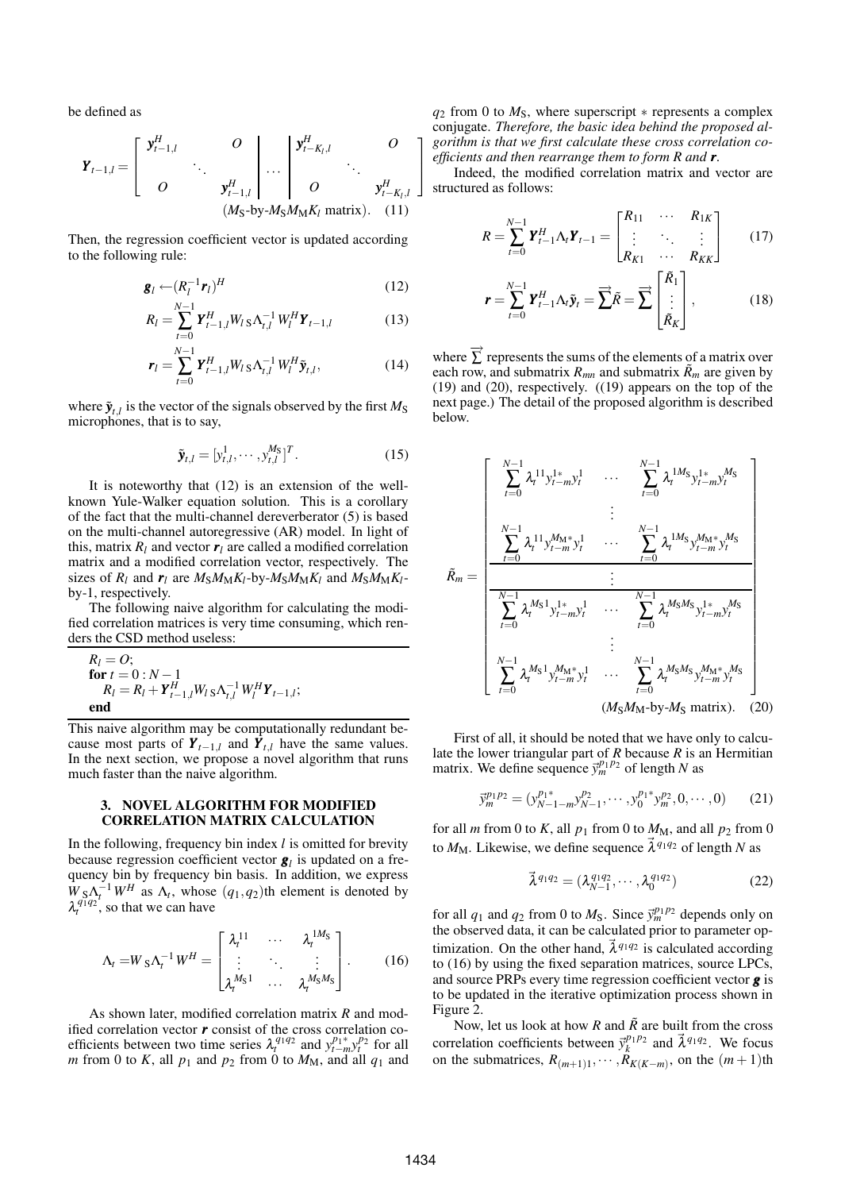be defined as

$$\boldsymbol{Y}_{t-1,l} = \left[ \begin{array}{ccc|c|ccc} \boldsymbol{y}_{t-1,l}^H & & O & \multirow{3}{*}{\cdots} & \boldsymbol{y}_{t-K_l,l}^H & & O \\ & \ddots & & & & \ddots & \\ O & & \boldsymbol{y}_{t-1,l}^H & & O & & \boldsymbol{y}_{t-K_l,l}^H \end{array} \right]$$

$$(M_{\mathrm{S}}\text{-by-}M_{\mathrm{S}}M_{\mathrm{M}}K_l \text{ matrix}). \quad (11)$$

Then, the regression coefficient vector is updated according to the following rule:

$$\boldsymbol{g}_l \leftarrow (R_l^{-1}\boldsymbol{r}_l)^H \quad (12)$$

$$R_l = \sum_{t=0}^{N-1} \boldsymbol{Y}_{t-1,l}^H W_{l\,\mathrm{S}} \Lambda_{t,l}^{-1} W_l^H \boldsymbol{Y}_{t-1,l} \quad (13)$$

$$\boldsymbol{r}_l = \sum_{t=0}^{N-1} \boldsymbol{Y}_{t-1,l}^H W_{l\,\mathrm{S}} \Lambda_{t,l}^{-1} W_l^H \tilde{\boldsymbol{y}}_{t,l}, \quad (14)$$

where $\tilde{\boldsymbol{y}}_{t,l}$ is the vector of the signals observed by the first $M_{\mathrm{S}}$ microphones, that is to say,

$$\tilde{\boldsymbol{y}}_{t,l} = [y_{t,l}^1, \cdots, y_{t,l}^{M_{\mathrm{S}}}]^T. \quad (15)$$

It is noteworthy that (12) is an extension of the well-known Yule-Walker equation solution. This is a corollary of the fact that the multi-channel dereverberator (5) is based on the multi-channel autoregressive (AR) model. In light of this, matrix $R_l$ and vector $\boldsymbol{r}_l$ are called a modified correlation matrix and a modified correlation vector, respectively. The sizes of $R_l$ and $\boldsymbol{r}_l$ are $M_{\mathrm{S}}M_{\mathrm{M}}K_l$-by-$M_{\mathrm{S}}M_{\mathrm{M}}K_l$ and $M_{\mathrm{S}}M_{\mathrm{M}}K_l$-by-1, respectively.

The following naive algorithm for calculating the modified correlation matrices is very time consuming, which renders the CSD method useless:

```
R_l = O;
for t = 0 : N-1
    R_l = R_l + Y^H_{t-1,l} W_{l S} Λ^{-1}_{t,l} W^H_l Y_{t-1,l};
end
```

This naive algorithm may be computationally redundant because most parts of $\boldsymbol{Y}_{t-1,l}$ and $\boldsymbol{Y}_{t,l}$ have the same values. In the next section, we propose a novel algorithm that runs much faster than the naive algorithm.

## 3. NOVEL ALGORITHM FOR MODIFIED CORRELATION MATRIX CALCULATION

In the following, frequency bin index $l$ is omitted for brevity because regression coefficient vector $\boldsymbol{g}_l$ is updated on a frequency bin by frequency bin basis. In addition, we express $W_{\mathrm{S}}\Lambda_t^{-1}W^H$ as $\Lambda_t$, whose $(q_1,q_2)$th element is denoted by $\lambda_t^{q_1q_2}$, so that we can have

$$\Lambda_t = W_{\mathrm{S}}\Lambda_t^{-1}W^H = \begin{bmatrix} \lambda_t^{11} & \cdots & \lambda_t^{1M_{\mathrm{S}}} \\ \vdots & \ddots & \vdots \\ \lambda_t^{M_{\mathrm{S}}1} & \cdots & \lambda_t^{M_{\mathrm{S}}M_{\mathrm{S}}} \end{bmatrix}. \quad (16)$$

As shown later, modified correlation matrix $R$ and modified correlation vector $\boldsymbol{r}$ consist of the cross correlation coefficients between two time series $\lambda_t^{q_1q_2}$ and $y_{t-m}^{p_1*}y_t^{p_2}$ for all $m$ from 0 to $K$, all $p_1$ and $p_2$ from 0 to $M_{\mathrm{M}}$, and all $q_1$ and $q_2$ from 0 to $M_{\mathrm{S}}$, where superscript $*$ represents a complex conjugate. *Therefore, the basic idea behind the proposed algorithm is that we first calculate these cross correlation coefficients and then rearrange them to form $R$ and $\boldsymbol{r}$.*

Indeed, the modified correlation matrix and vector are structured as follows:

$$R = \sum_{t=0}^{N-1} \boldsymbol{Y}_{t-1}^H \Lambda_t \boldsymbol{Y}_{t-1} = \begin{bmatrix} R_{11} & \cdots & R_{1K} \\ \vdots & \ddots & \vdots \\ R_{K1} & \cdots & R_{KK} \end{bmatrix} \quad (17)$$

$$\boldsymbol{r} = \sum_{t=0}^{N-1} \boldsymbol{Y}_{t-1}^H \Lambda_t \tilde{\boldsymbol{y}}_t = \overrightarrow{\sum} \tilde{R} = \overrightarrow{\sum} \begin{bmatrix} \tilde{R}_1 \\ \vdots \\ \tilde{R}_K \end{bmatrix}, \quad (18)$$

where $\overrightarrow{\sum}$ represents the sums of the elements of a matrix over each row, and submatrix $R_{mn}$ and submatrix $\tilde{R}_m$ are given by (19) and (20), respectively. ((19) appears on the top of the next page.) The detail of the proposed algorithm is described below.

$$\tilde{R}_m = \begin{bmatrix} \sum_{t=0}^{N-1} \lambda_t^{11} y_{t-m}^{1*} y_t^1 & \cdots & \sum_{t=0}^{N-1} \lambda_t^{1M_{\mathrm{S}}} y_{t-m}^{1*} y_t^{M_{\mathrm{S}}} \\ & \vdots & \\ \sum_{t=0}^{N-1} \lambda_t^{11} y_{t-m}^{M_{\mathrm{M}}*} y_t^1 & \cdots & \sum_{t=0}^{N-1} \lambda_t^{1M_{\mathrm{S}}} y_{t-m}^{M_{\mathrm{M}}*} y_t^{M_{\mathrm{S}}} \\ \hline & \vdots & \\ \hline \sum_{t=0}^{N-1} \lambda_t^{M_{\mathrm{S}}1} y_{t-m}^{1*} y_t^1 & \cdots & \sum_{t=0}^{N-1} \lambda_t^{M_{\mathrm{S}}M_{\mathrm{S}}} y_{t-m}^{1*} y_t^{M_{\mathrm{S}}} \\ & \vdots & \\ \sum_{t=0}^{N-1} \lambda_t^{M_{\mathrm{S}}1} y_{t-m}^{M_{\mathrm{M}}*} y_t^1 & \cdots & \sum_{t=0}^{N-1} \lambda_t^{M_{\mathrm{S}}M_{\mathrm{S}}} y_{t-m}^{M_{\mathrm{M}}*} y_t^{M_{\mathrm{S}}} \end{bmatrix}$$

$$(M_{\mathrm{S}}M_{\mathrm{M}}\text{-by-}M_{\mathrm{S}} \text{ matrix}). \quad (20)$$

First of all, it should be noted that we have only to calculate the lower triangular part of $R$ because $R$ is an Hermitian matrix. We define sequence $\vec{y}_m^{p_1p_2}$ of length $N$ as

$$\vec{y}_m^{p_1p_2} = (y_{N-1-m}^{p_1*} y_{N-1}^{p_2}, \cdots, y_0^{p_1*} y_m^{p_2}, 0, \cdots, 0) \quad (21)$$

for all $m$ from 0 to $K$, all $p_1$ from 0 to $M_{\mathrm{M}}$, and all $p_2$ from 0 to $M_{\mathrm{M}}$. Likewise, we define sequence $\vec{\lambda}^{q_1q_2}$ of length $N$ as

$$\vec{\lambda}^{q_1q_2} = (\lambda_{N-1}^{q_1q_2}, \cdots, \lambda_0^{q_1q_2}) \quad (22)$$

for all $q_1$ and $q_2$ from 0 to $M_{\mathrm{S}}$. Since $\vec{y}_m^{p_1p_2}$ depends only on the observed data, it can be calculated prior to parameter optimization. On the other hand, $\vec{\lambda}^{q_1q_2}$ is calculated according to (16) by using the fixed separation matrices, source LPCs, and source PRPs every time regression coefficient vector $\boldsymbol{g}$ is to be updated in the iterative optimization process shown in Figure 2.

Now, let us look at how $R$ and $\tilde{R}$ are built from the cross correlation coefficients between $\vec{y}_k^{p_1p_2}$ and $\vec{\lambda}^{q_1q_2}$. We focus on the submatrices, $R_{(m+1)1}, \cdots, R_{K(K-m)}$, on the $(m+1)$th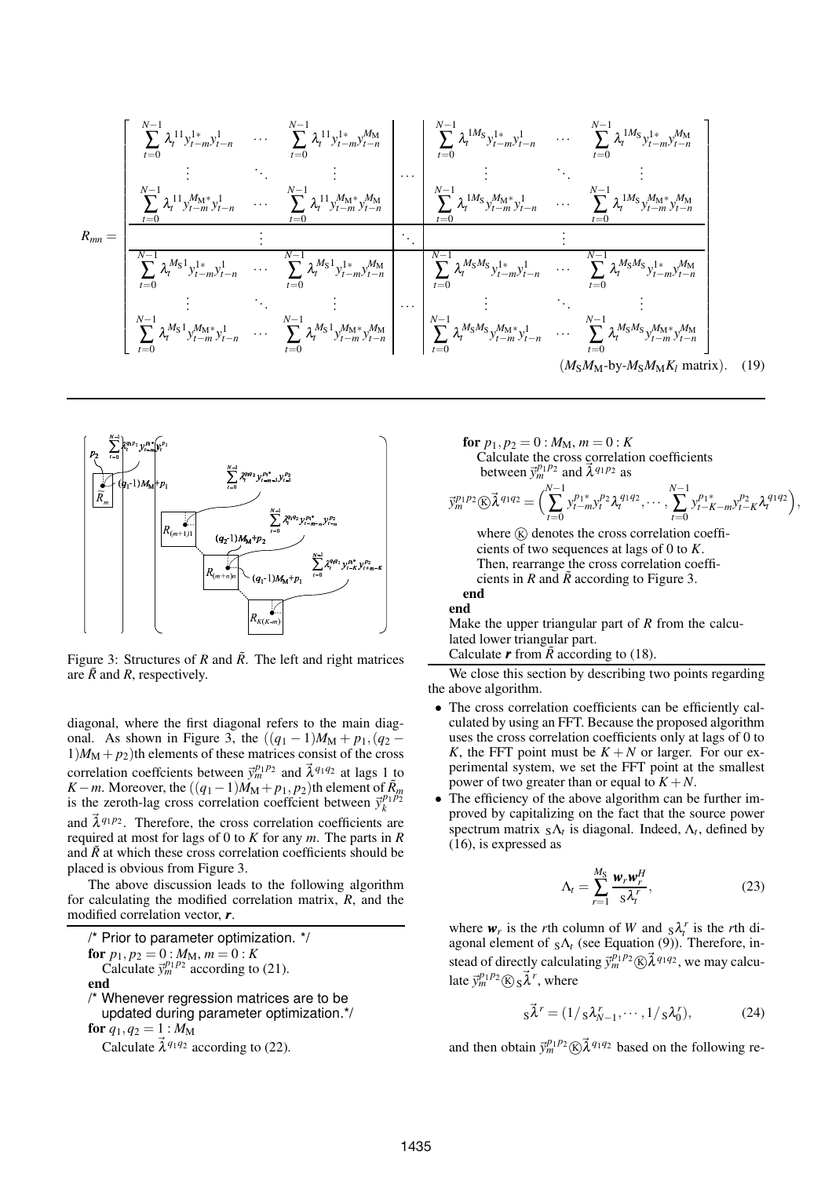$$
R_{mn} = \left[\begin{array}{ccc|c|ccc}
\sum_{t=0}^{N-1} \lambda_t^{11} y_{t-m}^{1*} y_{t-n}^{1} & \cdots & \sum_{t=0}^{N-1} \lambda_t^{11} y_{t-m}^{1*} y_{t-n}^{M_M} & & \sum_{t=0}^{N-1} \lambda_t^{1M_S} y_{t-m}^{1*} y_{t-n}^{1} & \cdots & \sum_{t=0}^{N-1} \lambda_t^{1M_S} y_{t-m}^{1*} y_{t-n}^{M_M} \\
\vdots & \ddots & \vdots & \cdots & \vdots & \ddots & \vdots \\
\sum_{t=0}^{N-1} \lambda_t^{11} y_{t-m}^{M_M*} y_{t-n}^{1} & \cdots & \sum_{t=0}^{N-1} \lambda_t^{11} y_{t-m}^{M_M*} y_{t-n}^{M_M} & & \sum_{t=0}^{N-1} \lambda_t^{1M_S} y_{t-m}^{M_M*} y_{t-n}^{1} & \cdots & \sum_{t=0}^{N-1} \lambda_t^{1M_S} y_{t-m}^{M_M*} y_{t-n}^{M_M} \\
\hline
 & \vdots & & \ddots & & \vdots & \\
\hline
\sum_{t=0}^{N-1} \lambda_t^{M_S 1} y_{t-m}^{1*} y_{t-n}^{1} & \cdots & \sum_{t=0}^{N-1} \lambda_t^{M_S 1} y_{t-m}^{1*} y_{t-n}^{M_M} & & \sum_{t=0}^{N-1} \lambda_t^{M_S M_S} y_{t-m}^{1*} y_{t-n}^{1} & \cdots & \sum_{t=0}^{N-1} \lambda_t^{M_S M_S} y_{t-m}^{1*} y_{t-n}^{M_M} \\
\vdots & \ddots & \vdots & \cdots & \vdots & \ddots & \vdots \\
\sum_{t=0}^{N-1} \lambda_t^{M_S 1} y_{t-m}^{M_M*} y_{t-n}^{1} & \cdots & \sum_{t=0}^{N-1} \lambda_t^{M_S 1} y_{t-m}^{M_M*} y_{t-n}^{M_M} & & \sum_{t=0}^{N-1} \lambda_t^{M_S M_S} y_{t-m}^{M_M*} y_{t-n}^{1} & \cdots & \sum_{t=0}^{N-1} \lambda_t^{M_S M_S} y_{t-m}^{M_M*} y_{t-n}^{M_M}
\end{array}\right]
$$

$(M_S M_M\text{-by-}M_S M_M K_l \text{ matrix}). \quad (19)$

Figure 3: Structures of $R$ and $\tilde{R}$. The left and right matrices are $\tilde{R}$ and $R$, respectively.

diagonal, where the first diagonal refers to the main diagonal. As shown in Figure 3, the $((q_1-1)M_M+p_1,(q_2-1)M_M+p_2)$th elements of these matrices consist of the cross correlation coeffcients between $\vec{y}_m^{p_1p_2}$ and $\vec{\lambda}^{q_1q_2}$ at lags 1 to $K-m$. Moreover, the $((q_1-1)M_M+p_1,p_2)$th element of $\tilde{R}_m$ is the zeroth-lag cross correlation coeffcient between $\vec{y}_k^{p_1p_2}$ and $\vec{\lambda}^{q_1p_2}$. Therefore, the cross correlation coefficients are required at most for lags of 0 to $K$ for any $m$. The parts in $R$ and $\tilde{R}$ at which these cross correlation coefficients should be placed is obvious from Figure 3.

The above discussion leads to the following algorithm for calculating the modified correlation matrix, $R$, and the modified correlation vector, $\boldsymbol{r}$.

```
/* Prior to parameter optimization. */
for p1, p2 = 0 : M_M, m = 0 : K
    Calculate y_m^{p1p2} according to (21).
end
/* Whenever regression matrices are to be
   updated during parameter optimization.*/
for q1, q2 = 1 : M_M
    Calculate λ^{q1q2} according to (22).
    for p1, p2 = 0 : M_M, m = 0 : K
        Calculate the cross correlation coefficients
        between y_m^{p1p2} and λ^{q1p2} as
```

$$\vec{y}_m^{p_1p_2} \circledK \vec{\lambda}^{q_1q_2} = \Big(\sum_{t=0}^{N-1} y_{t-m}^{p_1*} y_t^{p_2} \lambda_t^{q_1q_2}, \cdots, \sum_{t=0}^{N-1} y_{t-K-m}^{p_1*} y_{t-K}^{p_2} \lambda_t^{q_1q_2}\Big),$$

```
        where (K) denotes the cross correlation coeffi-
        cients of two sequences at lags of 0 to K.
        Then, rearrange the cross correlation coeffi-
        cients in R and R~ according to Figure 3.
    end
end
Make the upper triangular part of R from the calcu-
lated lower triangular part.
Calculate r from R~ according to (18).
```

We close this section by describing two points regarding the above algorithm.

- The cross correlation coefficients can be efficiently calculated by using an FFT. Because the proposed algorithm uses the cross correlation coefficients only at lags of 0 to $K$, the FFT point must be $K+N$ or larger. For our experimental system, we set the FFT point at the smallest power of two greater than or equal to $K+N$.
- The efficiency of the above algorithm can be further improved by capitalizing on the fact that the source power spectrum matrix ${}_{\mathrm{S}}\Lambda_t$ is diagonal. Indeed, $\Lambda_t$, defined by (16), is expressed as

$$\Lambda_t = \sum_{r=1}^{M_S} \frac{\boldsymbol{w}_r \boldsymbol{w}_r^H}{{}_{\mathrm{S}}\lambda_t^r}, \tag{23}$$

where $\boldsymbol{w}_r$ is the $r$th column of $W$ and ${}_{\mathrm{S}}\lambda_t^r$ is the $r$th diagonal element of ${}_{\mathrm{S}}\Lambda_t$ (see Equation (9)). Therefore, instead of directly calculating $\vec{y}_m^{p_1p_2} \circledK \vec{\lambda}^{q_1q_2}$, we may calculate $\vec{y}_m^{p_1p_2} \circledK {}_{\mathrm{S}}\vec{\lambda}^{r}$, where

$${}_{\mathrm{S}}\vec{\lambda}^{r} = (1/{}_{\mathrm{S}}\lambda_{N-1}^r, \cdots, 1/{}_{\mathrm{S}}\lambda_0^r), \tag{24}$$

and then obtain $\vec{y}_m^{p_1p_2} \circledK \vec{\lambda}^{q_1q_2}$ based on the following re-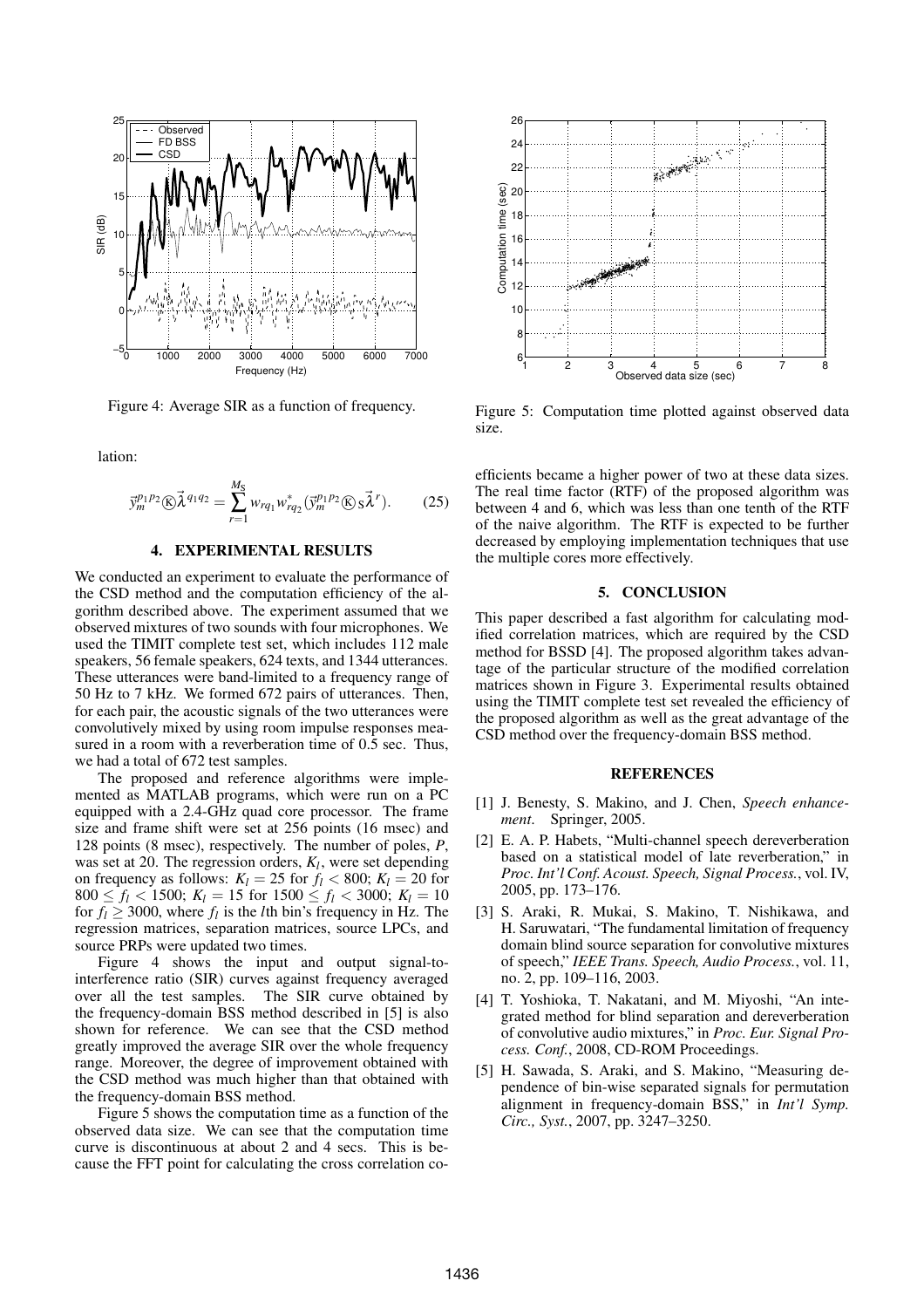25
20
15
10
5
0
−5
0 1000 2000 3000 4000 5000 6000 7000
Frequency (Hz)
SIR (dB)
Observed
FD BSS
CSD

Figure 4: Average SIR as a function of frequency.

26
24
22
20
18
16
14
12
10
8
6
1 2 3 4 5 6 7 8
Observed data size (sec)
Computation time (sec)

Figure 5: Computation time plotted against observed data size.

lation:

$$\vec{y}_m^{p_1 p_2} \circledR \vec{\lambda}^{q_1 q_2} = \sum_{r=1}^{M_S} w_{rq_1} w_{rq_2}^* (\vec{y}_m^{p_1 p_2} \circledR_S \vec{\lambda}^r). \quad (25)$$

## 4. EXPERIMENTAL RESULTS

We conducted an experiment to evaluate the performance of the CSD method and the computation efficiency of the algorithm described above. The experiment assumed that we observed mixtures of two sounds with four microphones. We used the TIMIT complete test set, which includes 112 male speakers, 56 female speakers, 624 texts, and 1344 utterances. These utterances were band-limited to a frequency range of 50 Hz to 7 kHz. We formed 672 pairs of utterances. Then, for each pair, the acoustic signals of the two utterances were convolutively mixed by using room impulse responses measured in a room with a reverberation time of 0.5 sec. Thus, we had a total of 672 test samples.

The proposed and reference algorithms were implemented as MATLAB programs, which were run on a PC equipped with a 2.4-GHz quad core processor. The frame size and frame shift were set at 256 points (16 msec) and 128 points (8 msec), respectively. The number of poles, $P$, was set at 20. The regression orders, $K_l$, were set depending on frequency as follows: $K_l = 25$ for $f_l < 800$; $K_l = 20$ for $800 \leq f_l < 1500$; $K_l = 15$ for $1500 \leq f_l < 3000$; $K_l = 10$ for $f_l \geq 3000$, where $f_l$ is the $l$th bin's frequency in Hz. The regression matrices, separation matrices, source LPCs, and source PRPs were updated two times.

Figure 4 shows the input and output signal-to-interference ratio (SIR) curves against frequency averaged over all the test samples. The SIR curve obtained by the frequency-domain BSS method described in [5] is also shown for reference. We can see that the CSD method greatly improved the average SIR over the whole frequency range. Moreover, the degree of improvement obtained with the CSD method was much higher than that obtained with the frequency-domain BSS method.

Figure 5 shows the computation time as a function of the observed data size. We can see that the computation time curve is discontinuous at about 2 and 4 secs. This is because the FFT point for calculating the cross correlation coefficients became a higher power of two at these data sizes. The real time factor (RTF) of the proposed algorithm was between 4 and 6, which was less than one tenth of the RTF of the naive algorithm. The RTF is expected to be further decreased by employing implementation techniques that use the multiple cores more effectively.

## 5. CONCLUSION

This paper described a fast algorithm for calculating modified correlation matrices, which are required by the CSD method for BSSD [4]. The proposed algorithm takes advantage of the particular structure of the modified correlation matrices shown in Figure 3. Experimental results obtained using the TIMIT complete test set revealed the efficiency of the proposed algorithm as well as the great advantage of the CSD method over the frequency-domain BSS method.

## REFERENCES

[1] J. Benesty, S. Makino, and J. Chen, *Speech enhancement*. Springer, 2005.

[2] E. A. P. Habets, "Multi-channel speech dereverberation based on a statistical model of late reverberation," in *Proc. Int'l Conf. Acoust. Speech, Signal Process.*, vol. IV, 2005, pp. 173–176.

[3] S. Araki, R. Mukai, S. Makino, T. Nishikawa, and H. Saruwatari, "The fundamental limitation of frequency domain blind source separation for convolutive mixtures of speech," *IEEE Trans. Speech, Audio Process.*, vol. 11, no. 2, pp. 109–116, 2003.

[4] T. Yoshioka, T. Nakatani, and M. Miyoshi, "An integrated method for blind separation and dereverberation of convolutive audio mixtures," in *Proc. Eur. Signal Process. Conf.*, 2008, CD-ROM Proceedings.

[5] H. Sawada, S. Araki, and S. Makino, "Measuring dependence of bin-wise separated signals for permutation alignment in frequency-domain BSS," in *Int'l Symp. Circ., Syst.*, 2007, pp. 3247–3250.